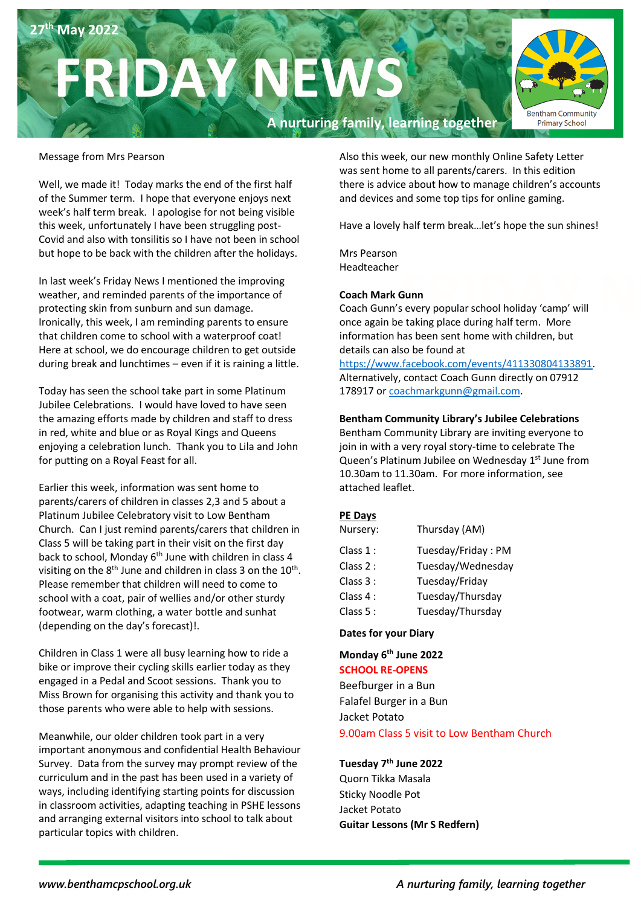27th May 2022

# FRIDAY NEWS

A nurturing family, learning together

Bentham Community Primary School

Message from Mrs Pearson

Well, we made it! Today marks the end of the first half of the Summer term. I hope that everyone enjoys next week's half term break. I apologise for not being visible this week, unfortunately I have been struggling post-Covid and also with tonsilitis so I have not been in school but hope to be back with the children after the holidays.

In last week's Friday News I mentioned the improving weather, and reminded parents of the importance of protecting skin from sunburn and sun damage. Ironically, this week, I am reminding parents to ensure that children come to school with a waterproof coat! Here at school, we do encourage children to get outside during break and lunchtimes – even if it is raining a little.

Today has seen the school take part in some Platinum Jubilee Celebrations. I would have loved to have seen the amazing efforts made by children and staff to dress in red, white and blue or as Royal Kings and Queens enjoying a celebration lunch. Thank you to Lila and John for putting on a Royal Feast for all.

Earlier this week, information was sent home to parents/carers of children in classes 2,3 and 5 about a Platinum Jubilee Celebratory visit to Low Bentham Church. Can I just remind parents/carers that children in Class 5 will be taking part in their visit on the first day back to school, Monday 6th June with children in class 4 visiting on the 8th June and children in class 3 on the 10th. Please remember that children will need to come to school with a coat, pair of wellies and/or other sturdy footwear, warm clothing, a water bottle and sunhat (depending on the day's forecast)!.

Children in Class 1 were all busy learning how to ride a bike or improve their cycling skills earlier today as they engaged in a Pedal and Scoot sessions. Thank you to Miss Brown for organising this activity and thank you to those parents who were able to help with sessions.

Meanwhile, our older children took part in a very important anonymous and confidential Health Behaviour Survey. Data from the survey may prompt review of the curriculum and in the past has been used in a variety of ways, including identifying starting points for discussion in classroom activities, adapting teaching in PSHE lessons and arranging external visitors into school to talk about particular topics with children.

Also this week, our new monthly Online Safety Letter was sent home to all parents/carers. In this edition there is advice about how to manage children's accounts and devices and some top tips for online gaming.

Have a lovely half term break…let's hope the sun shines!

Mrs Pearson
Headteacher

**Coach Mark Gunn**

Coach Gunn's every popular school holiday 'camp' will once again be taking place during half term. More information has been sent home with children, but details can also be found at https://www.facebook.com/events/411330804133891. Alternatively, contact Coach Gunn directly on 07912 178917 or coachmarkgunn@gmail.com.

**Bentham Community Library's Jubilee Celebrations**

Bentham Community Library are inviting everyone to join in with a very royal story-time to celebrate The Queen's Platinum Jubilee on Wednesday 1st June from 10.30am to 11.30am. For more information, see attached leaflet.

**PE Days**

| | |
|---|---|
| Nursery: | Thursday (AM) |
| Class 1 : | Tuesday/Friday : PM |
| Class 2 : | Tuesday/Wednesday |
| Class 3 : | Tuesday/Friday |
| Class 4 : | Tuesday/Thursday |
| Class 5 : | Tuesday/Thursday |

**Dates for your Diary**

**Monday 6th June 2022**
SCHOOL RE-OPENS
Beefburger in a Bun
Falafel Burger in a Bun
Jacket Potato
9.00am Class 5 visit to Low Bentham Church

**Tuesday 7th June 2022**
Quorn Tikka Masala
Sticky Noodle Pot
Jacket Potato
**Guitar Lessons (Mr S Redfern)**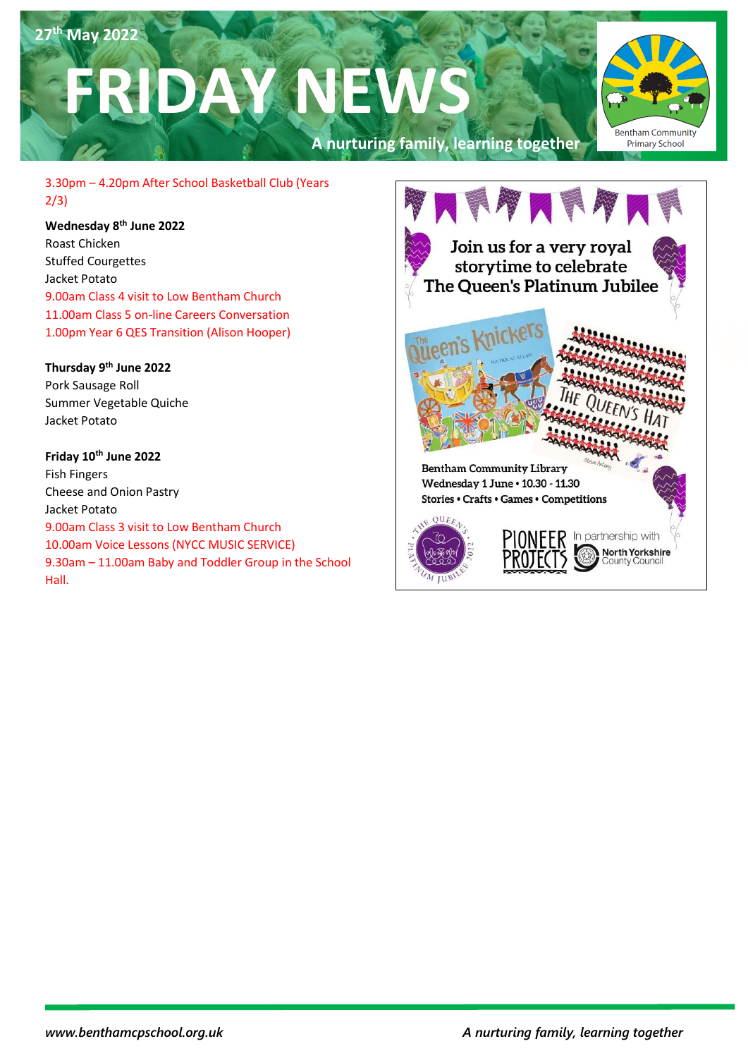3.30pm – 4.20pm After School Basketball Club (Years 2/3)

**Wednesday 8th June 2022**

Roast Chicken
Stuffed Courgettes
Jacket Potato
9.00am Class 4 visit to Low Bentham Church
11.00am Class 5 on-line Careers Conversation
1.00pm Year 6 QES Transition (Alison Hooper)

**Thursday 9th June 2022**

Pork Sausage Roll
Summer Vegetable Quiche
Jacket Potato

**Friday 10th June 2022**

Fish Fingers
Cheese and Onion Pastry
Jacket Potato
9.00am Class 3 visit to Low Bentham Church
10.00am Voice Lessons (NYCC MUSIC SERVICE)
9.30am – 11.00am Baby and Toddler Group in the School Hall.

Join us for a very royal storytime to celebrate The Queen's Platinum Jubilee

The Queen's Knickers

The Queen's Hat

Bentham Community Library
Wednesday 1 June • 10.30 - 11.30
Stories • Crafts • Games • Competitions

Pioneer Projects In partnership with North Yorkshire County Council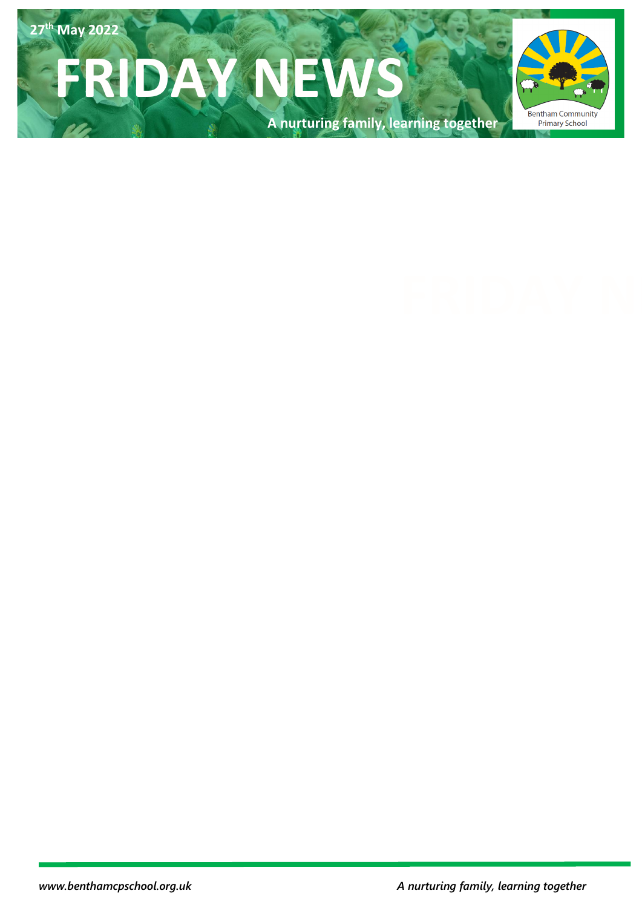27th May 2022

# FRIDAY NEWS

A nurturing family, learning together

Bentham Community Primary School